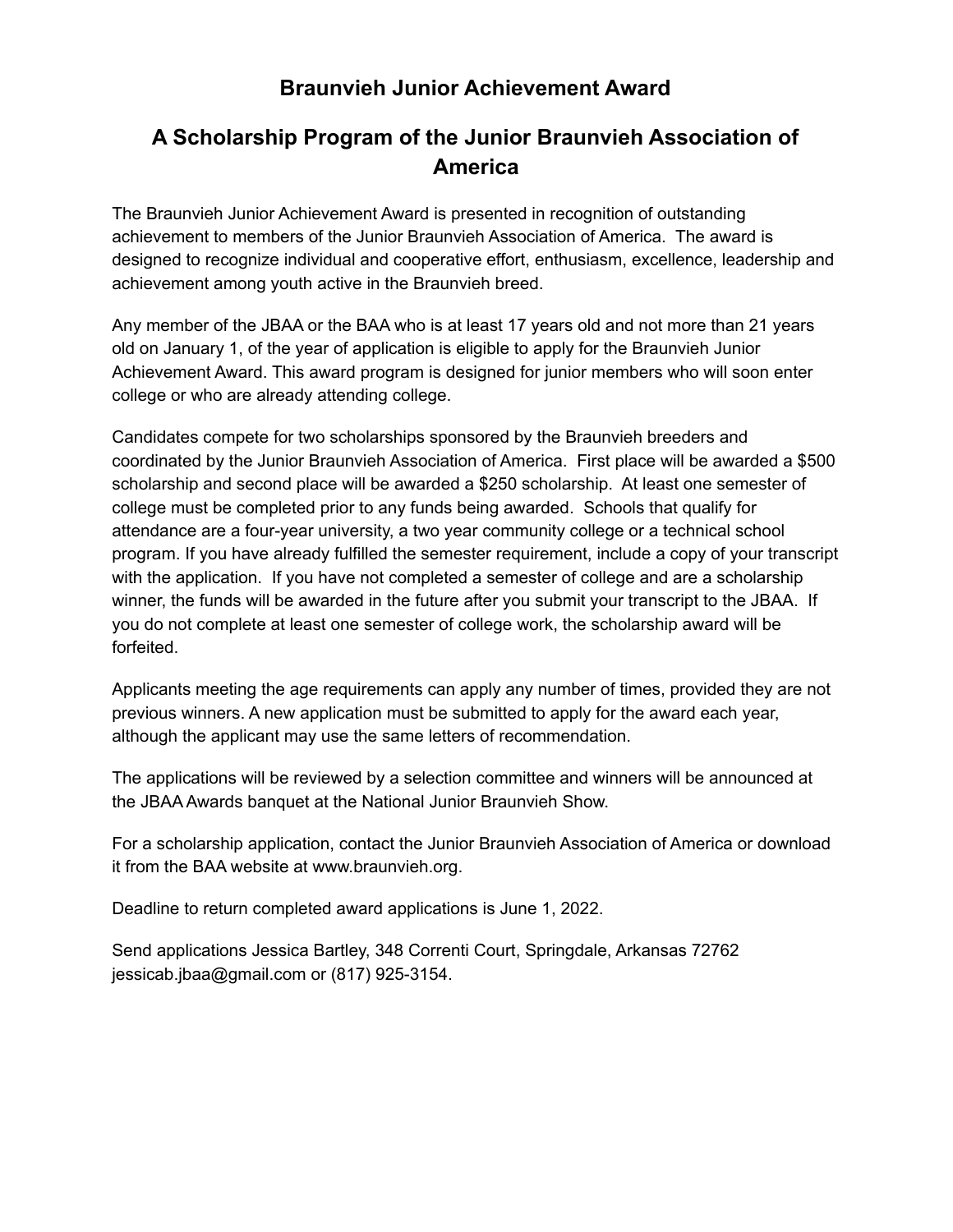# Braunvieh Junior Achievement Award

## A Scholarship Program of the Junior Braunvieh Association of America

The Braunvieh Junior Achievement Award is presented in recognition of outstanding achievement to members of the Junior Braunvieh Association of America. The award is designed to recognize individual and cooperative effort, enthusiasm, excellence, leadership and achievement among youth active in the Braunvieh breed.

Any member of the JBAA or the BAA who is at least 17 years old and not more than 21 years old on January 1, of the year of application is eligible to apply for the Braunvieh Junior Achievement Award. This award program is designed for junior members who will soon enter college or who are already attending college.

Candidates compete for two scholarships sponsored by the Braunvieh breeders and coordinated by the Junior Braunvieh Association of America. First place will be awarded a $500 scholarship and second place will be awarded a $250 scholarship. At least one semester of college must be completed prior to any funds being awarded. Schools that qualify for attendance are a four-year university, a two year community college or a technical school program. If you have already fulfilled the semester requirement, include a copy of your transcript with the application. If you have not completed a semester of college and are a scholarship winner, the funds will be awarded in the future after you submit your transcript to the JBAA. If you do not complete at least one semester of college work, the scholarship award will be forfeited.

Applicants meeting the age requirements can apply any number of times, provided they are not previous winners. A new application must be submitted to apply for the award each year, although the applicant may use the same letters of recommendation.

The applications will be reviewed by a selection committee and winners will be announced at the JBAA Awards banquet at the National Junior Braunvieh Show.

For a scholarship application, contact the Junior Braunvieh Association of America or download it from the BAA website at www.braunvieh.org.

Deadline to return completed award applications is June 1, 2022.

Send applications Jessica Bartley, 348 Correnti Court, Springdale, Arkansas 72762 jessicab.jbaa@gmail.com or (817) 925-3154.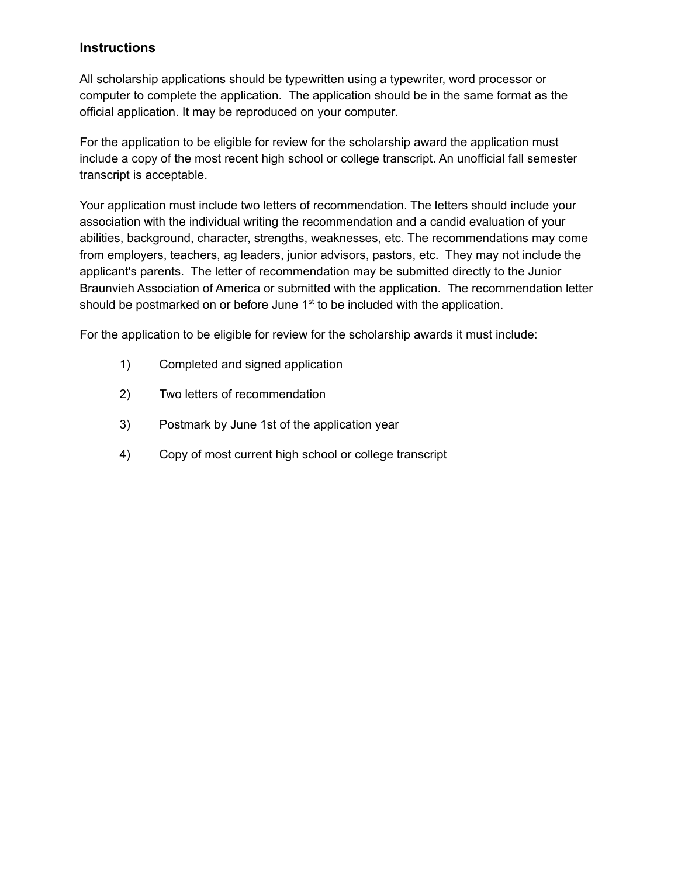## Instructions

All scholarship applications should be typewritten using a typewriter, word processor or computer to complete the application. The application should be in the same format as the official application. It may be reproduced on your computer.

For the application to be eligible for review for the scholarship award the application must include a copy of the most recent high school or college transcript. An unofficial fall semester transcript is acceptable.

Your application must include two letters of recommendation. The letters should include your association with the individual writing the recommendation and a candid evaluation of your abilities, background, character, strengths, weaknesses, etc. The recommendations may come from employers, teachers, ag leaders, junior advisors, pastors, etc. They may not include the applicant's parents. The letter of recommendation may be submitted directly to the Junior Braunvieh Association of America or submitted with the application. The recommendation letter should be postmarked on or before June 1st to be included with the application.

For the application to be eligible for review for the scholarship awards it must include:

1) Completed and signed application
2) Two letters of recommendation
3) Postmark by June 1st of the application year
4) Copy of most current high school or college transcript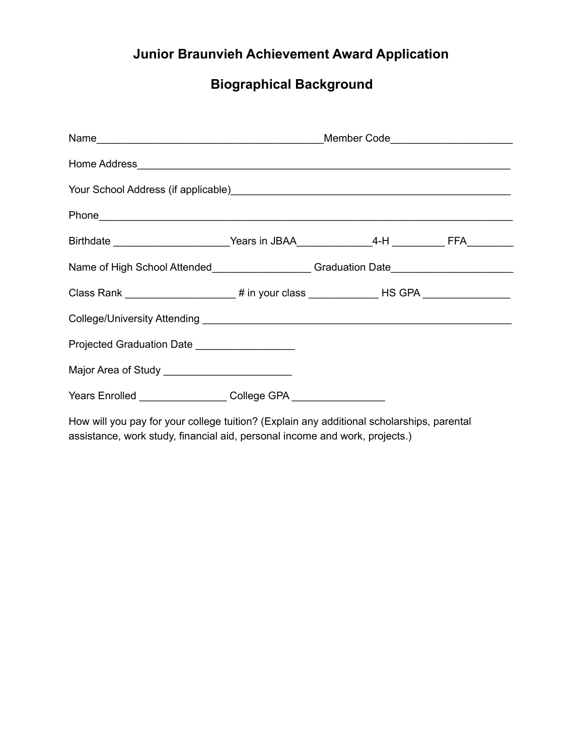# Junior Braunvieh Achievement Award Application

## Biographical Background

Name______________________________________Member Code____________________

Home Address_____________________________________________________________

Your School Address (if applicable)_______________________________________________

Phone___________________________________________________________________

Birthdate ___________________Years in JBAA_____________4-H _________ FFA________

Name of High School Attended________________ Graduation Date____________________

Class Rank __________________ # in your class ____________ HS GPA ______________

College/University Attending ____________________________________________________

Projected Graduation Date ________________

Major Area of Study _____________________

Years Enrolled _______________ College GPA ________________

How will you pay for your college tuition? (Explain any additional scholarships, parental assistance, work study, financial aid, personal income and work, projects.)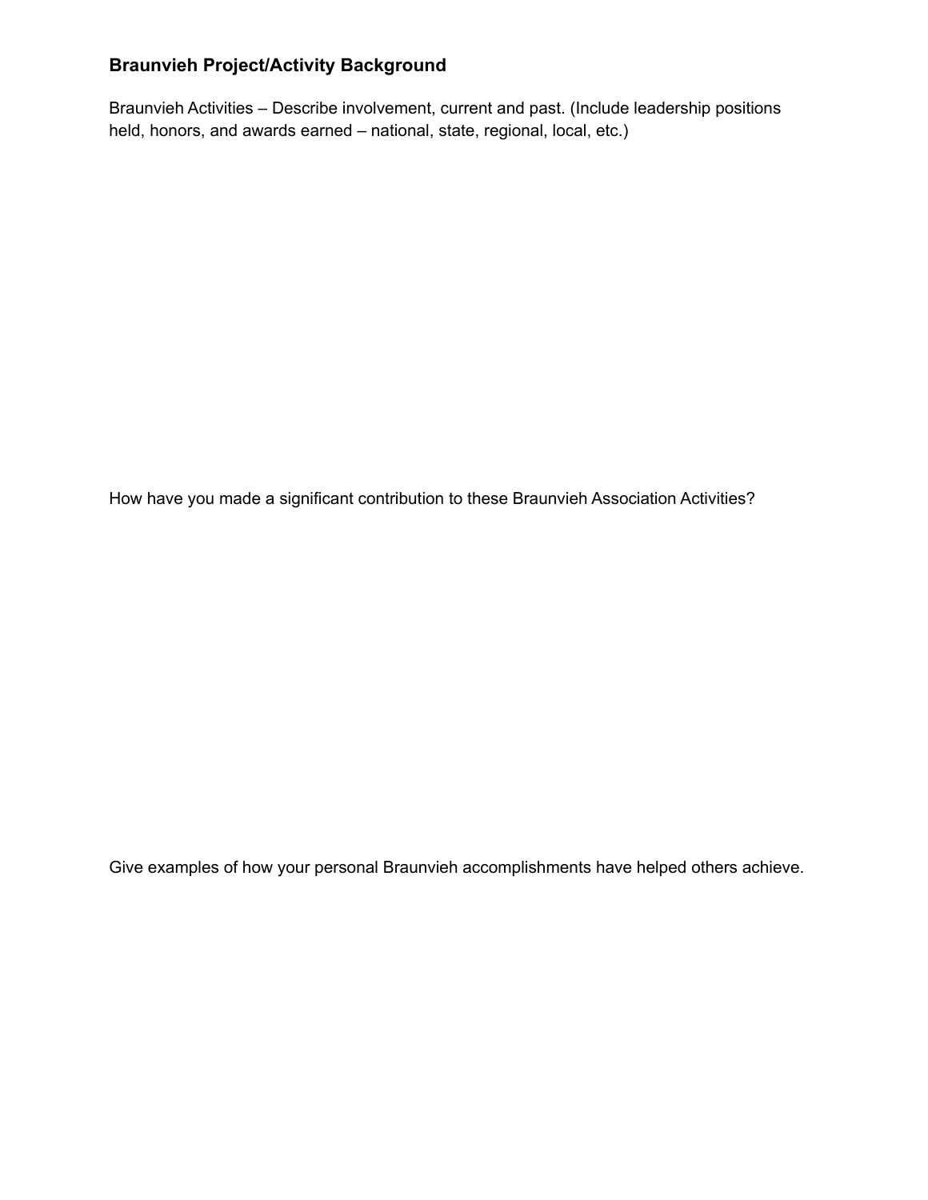## Braunvieh Project/Activity Background

Braunvieh Activities – Describe involvement, current and past. (Include leadership positions held, honors, and awards earned – national, state, regional, local, etc.)

How have you made a significant contribution to these Braunvieh Association Activities?

Give examples of how your personal Braunvieh accomplishments have helped others achieve.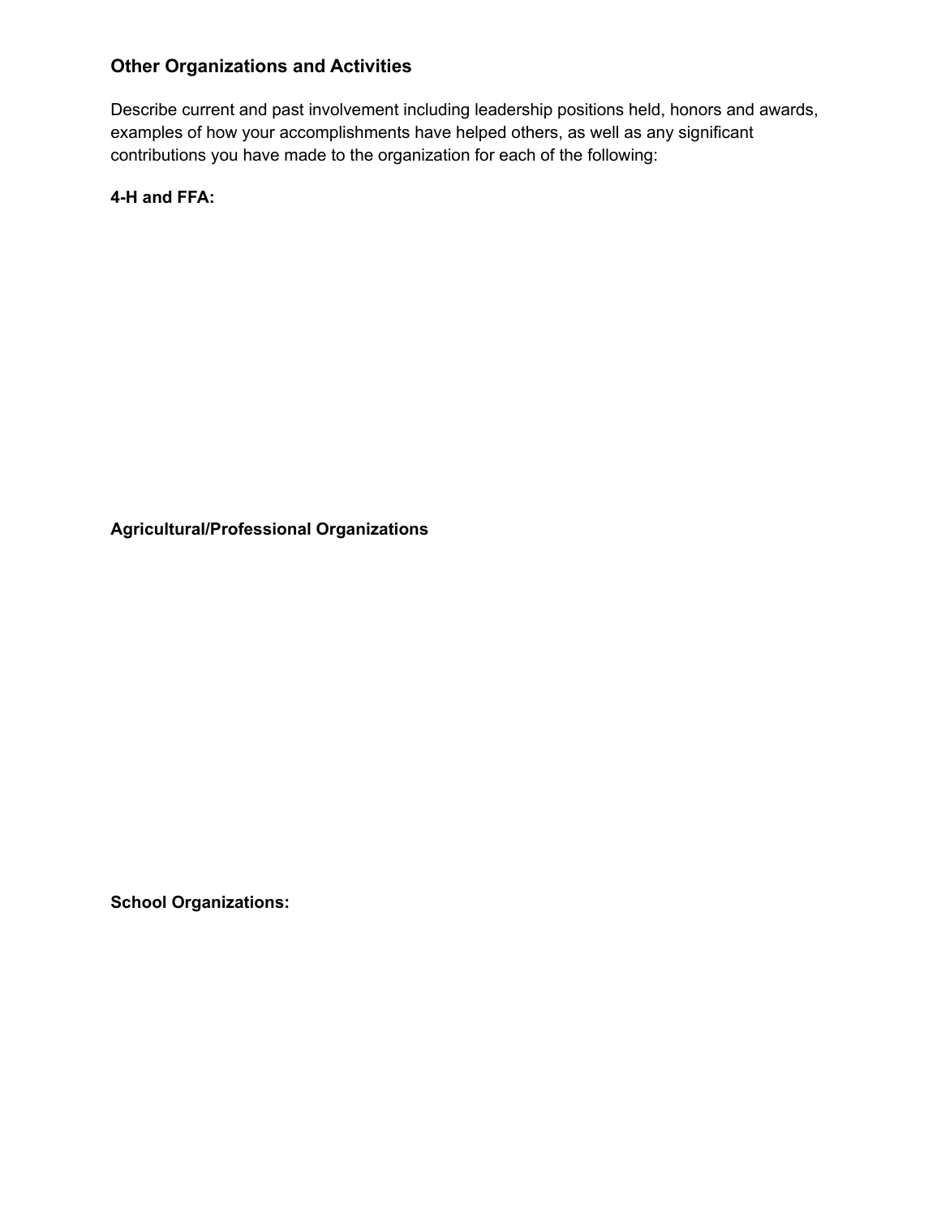## Other Organizations and Activities

Describe current and past involvement including leadership positions held, honors and awards, examples of how your accomplishments have helped others, as well as any significant contributions you have made to the organization for each of the following:

**4-H and FFA:**

**Agricultural/Professional Organizations**

**School Organizations:**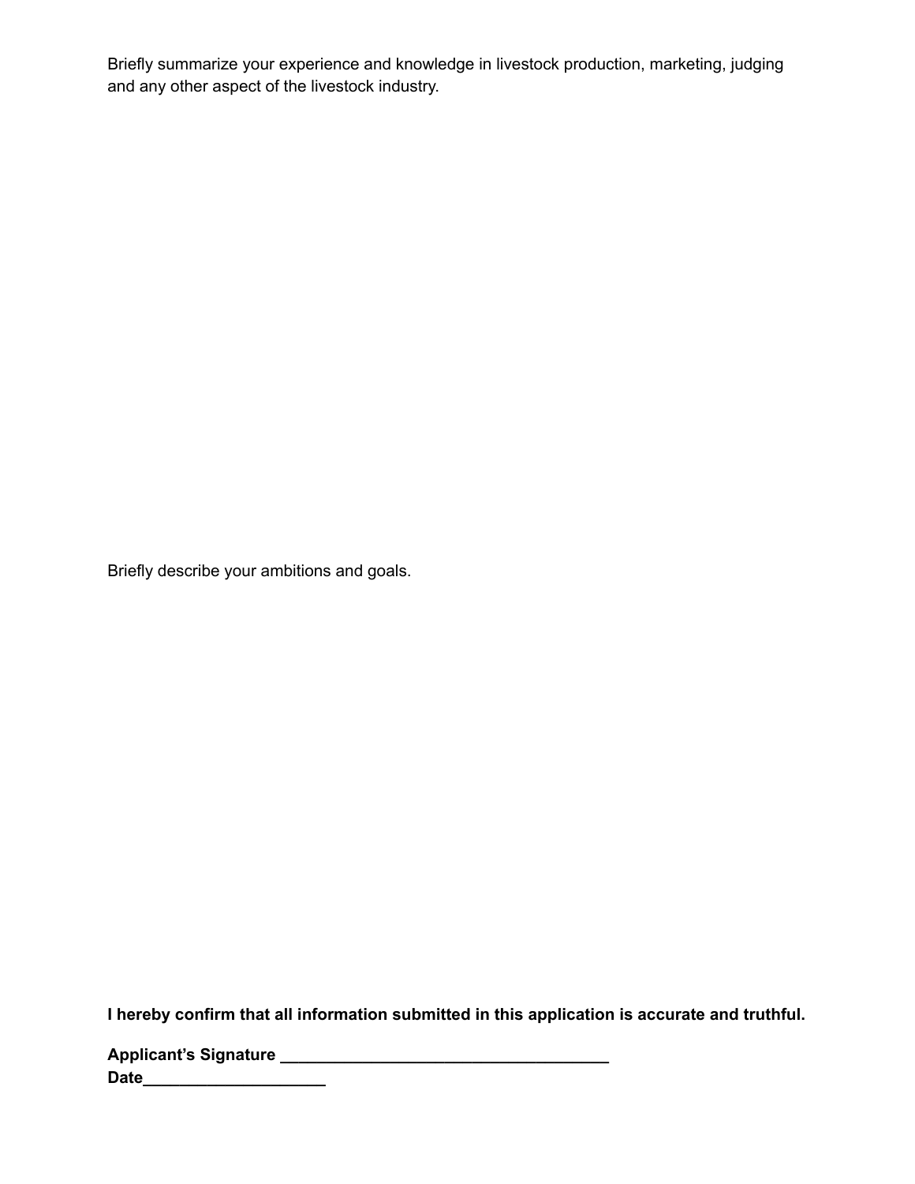Briefly summarize your experience and knowledge in livestock production, marketing, judging and any other aspect of the livestock industry.

Briefly describe your ambitions and goals.

**I hereby confirm that all information submitted in this application is accurate and truthful.**

**Applicant's Signature ____________________________________**
**Date____________________**